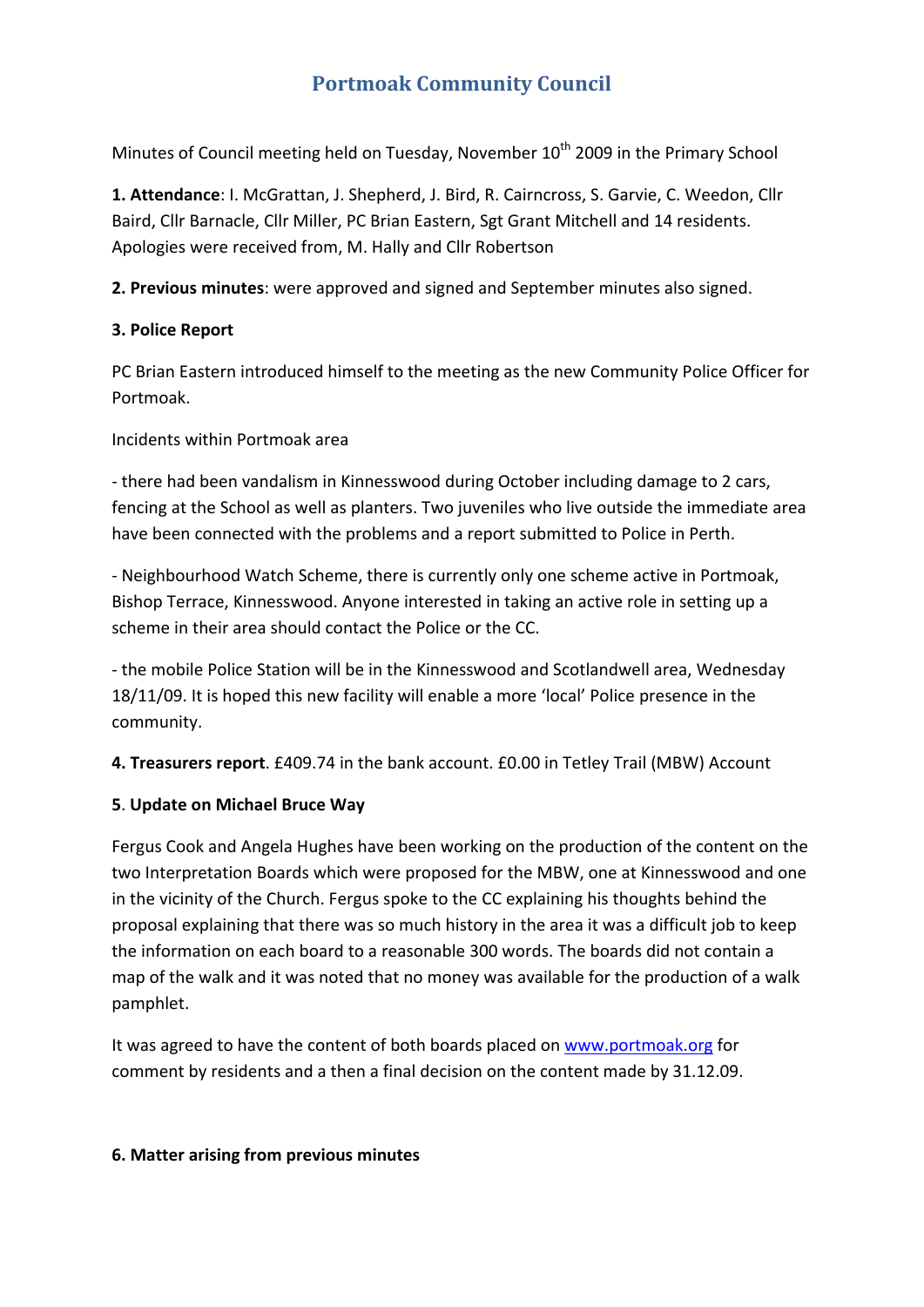# Portmoak Community Council

Minutes of Council meeting held on Tuesday, November 10th 2009 in the Primary School

**1. Attendance**: I. McGrattan, J. Shepherd, J. Bird, R. Cairncross, S. Garvie, C. Weedon, Cllr Baird, Cllr Barnacle, Cllr Miller, PC Brian Eastern, Sgt Grant Mitchell and 14 residents. Apologies were received from, M. Hally and Cllr Robertson

**2. Previous minutes**: were approved and signed and September minutes also signed.

**3. Police Report**

PC Brian Eastern introduced himself to the meeting as the new Community Police Officer for Portmoak.

Incidents within Portmoak area

- there had been vandalism in Kinnesswood during October including damage to 2 cars, fencing at the School as well as planters. Two juveniles who live outside the immediate area have been connected with the problems and a report submitted to Police in Perth.

- Neighbourhood Watch Scheme, there is currently only one scheme active in Portmoak, Bishop Terrace, Kinnesswood. Anyone interested in taking an active role in setting up a scheme in their area should contact the Police or the CC.

- the mobile Police Station will be in the Kinnesswood and Scotlandwell area, Wednesday 18/11/09. It is hoped this new facility will enable a more 'local' Police presence in the community.

**4. Treasurers report**. £409.74 in the bank account. £0.00 in Tetley Trail (MBW) Account

**5**. **Update on Michael Bruce Way**

Fergus Cook and Angela Hughes have been working on the production of the content on the two Interpretation Boards which were proposed for the MBW, one at Kinnesswood and one in the vicinity of the Church. Fergus spoke to the CC explaining his thoughts behind the proposal explaining that there was so much history in the area it was a difficult job to keep the information on each board to a reasonable 300 words. The boards did not contain a map of the walk and it was noted that no money was available for the production of a walk pamphlet.

It was agreed to have the content of both boards placed on www.portmoak.org for comment by residents and a then a final decision on the content made by 31.12.09.

**6. Matter arising from previous minutes**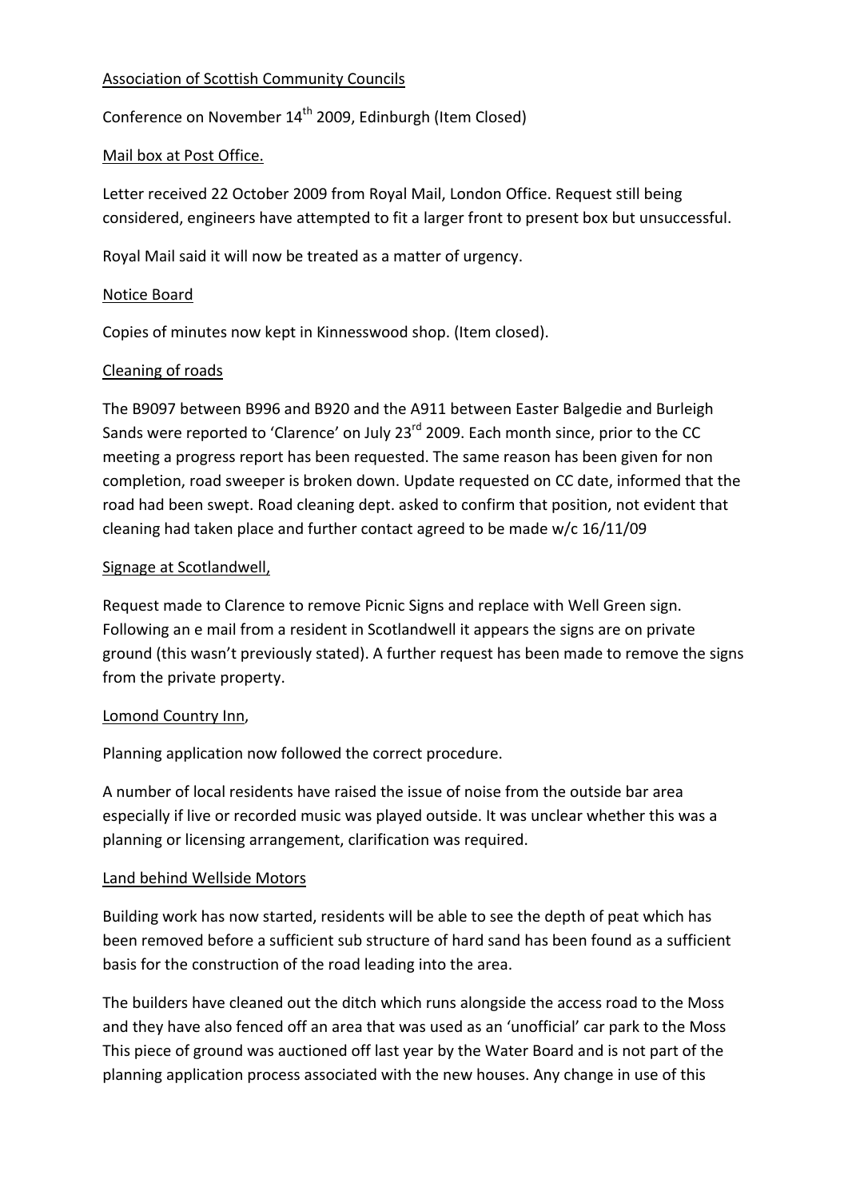Association of Scottish Community Councils

Conference on November 14th 2009, Edinburgh (Item Closed)

Mail box at Post Office.

Letter received 22 October 2009 from Royal Mail, London Office. Request still being considered, engineers have attempted to fit a larger front to present box but unsuccessful.

Royal Mail said it will now be treated as a matter of urgency.

Notice Board

Copies of minutes now kept in Kinnesswood shop. (Item closed).

Cleaning of roads

The B9097 between B996 and B920 and the A911 between Easter Balgedie and Burleigh Sands were reported to 'Clarence' on July 23rd 2009. Each month since, prior to the CC meeting a progress report has been requested. The same reason has been given for non completion, road sweeper is broken down. Update requested on CC date, informed that the road had been swept. Road cleaning dept. asked to confirm that position, not evident that cleaning had taken place and further contact agreed to be made w/c 16/11/09

Signage at Scotlandwell,

Request made to Clarence to remove Picnic Signs and replace with Well Green sign. Following an e mail from a resident in Scotlandwell it appears the signs are on private ground (this wasn't previously stated). A further request has been made to remove the signs from the private property.

Lomond Country Inn,

Planning application now followed the correct procedure.

A number of local residents have raised the issue of noise from the outside bar area especially if live or recorded music was played outside. It was unclear whether this was a planning or licensing arrangement, clarification was required.

Land behind Wellside Motors

Building work has now started, residents will be able to see the depth of peat which has been removed before a sufficient sub structure of hard sand has been found as a sufficient basis for the construction of the road leading into the area.

The builders have cleaned out the ditch which runs alongside the access road to the Moss and they have also fenced off an area that was used as an 'unofficial' car park to the Moss This piece of ground was auctioned off last year by the Water Board and is not part of the planning application process associated with the new houses. Any change in use of this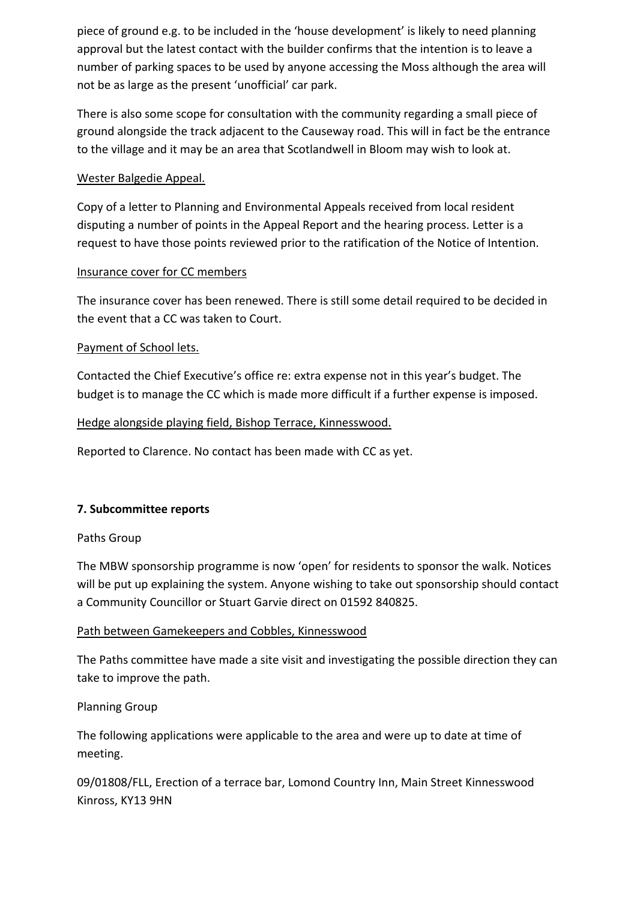piece of ground e.g. to be included in the 'house development' is likely to need planning approval but the latest contact with the builder confirms that the intention is to leave a number of parking spaces to be used by anyone accessing the Moss although the area will not be as large as the present 'unofficial' car park.

There is also some scope for consultation with the community regarding a small piece of ground alongside the track adjacent to the Causeway road. This will in fact be the entrance to the village and it may be an area that Scotlandwell in Bloom may wish to look at.

<u>Wester Balgedie Appeal.</u>

Copy of a letter to Planning and Environmental Appeals received from local resident disputing a number of points in the Appeal Report and the hearing process. Letter is a request to have those points reviewed prior to the ratification of the Notice of Intention.

<u>Insurance cover for CC members</u>

The insurance cover has been renewed. There is still some detail required to be decided in the event that a CC was taken to Court.

<u>Payment of School lets.</u>

Contacted the Chief Executive's office re: extra expense not in this year's budget. The budget is to manage the CC which is made more difficult if a further expense is imposed.

<u>Hedge alongside playing field, Bishop Terrace, Kinnesswood.</u>

Reported to Clarence. No contact has been made with CC as yet.

**7. Subcommittee reports**

Paths Group

The MBW sponsorship programme is now 'open' for residents to sponsor the walk. Notices will be put up explaining the system. Anyone wishing to take out sponsorship should contact a Community Councillor or Stuart Garvie direct on 01592 840825.

<u>Path between Gamekeepers and Cobbles, Kinnesswood</u>

The Paths committee have made a site visit and investigating the possible direction they can take to improve the path.

Planning Group

The following applications were applicable to the area and were up to date at time of meeting.

09/01808/FLL, Erection of a terrace bar, Lomond Country Inn, Main Street Kinnesswood Kinross, KY13 9HN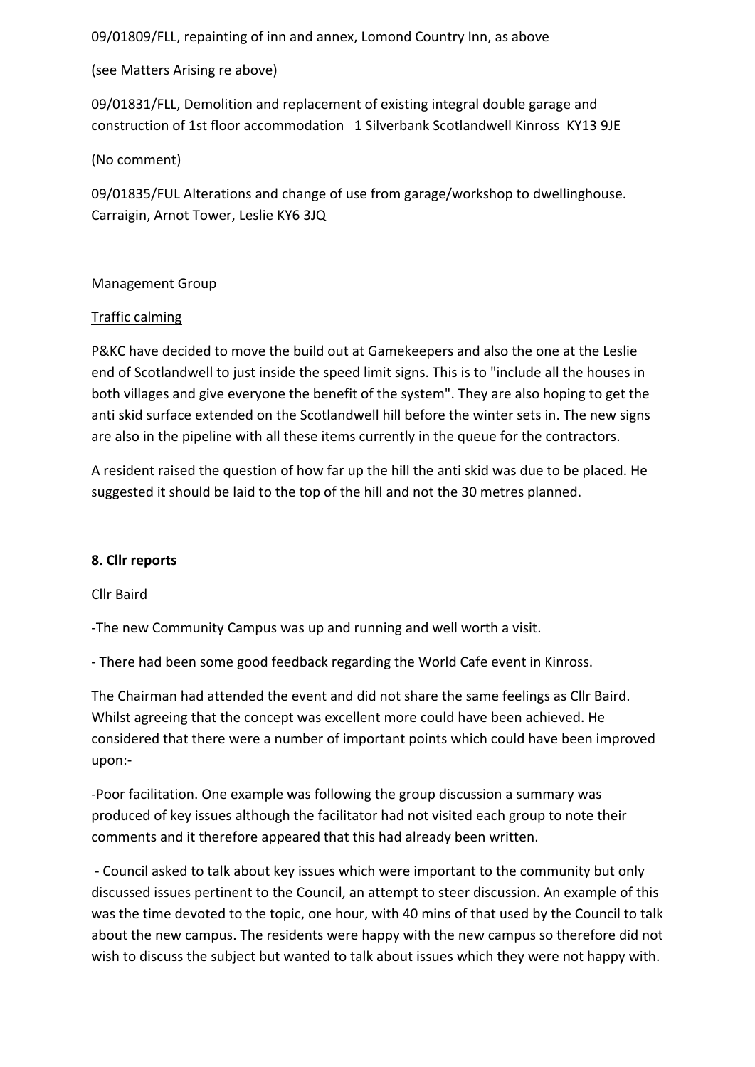09/01809/FLL, repainting of inn and annex, Lomond Country Inn, as above

(see Matters Arising re above)

09/01831/FLL, Demolition and replacement of existing integral double garage and construction of 1st floor accommodation   1 Silverbank Scotlandwell Kinross  KY13 9JE

(No comment)

09/01835/FUL Alterations and change of use from garage/workshop to dwellinghouse. Carraigin, Arnot Tower, Leslie KY6 3JQ

Management Group

Traffic calming

P&KC have decided to move the build out at Gamekeepers and also the one at the Leslie end of Scotlandwell to just inside the speed limit signs. This is to "include all the houses in both villages and give everyone the benefit of the system". They are also hoping to get the anti skid surface extended on the Scotlandwell hill before the winter sets in. The new signs are also in the pipeline with all these items currently in the queue for the contractors.

A resident raised the question of how far up the hill the anti skid was due to be placed. He suggested it should be laid to the top of the hill and not the 30 metres planned.

**8. Cllr reports**

Cllr Baird

-The new Community Campus was up and running and well worth a visit.

- There had been some good feedback regarding the World Cafe event in Kinross.

The Chairman had attended the event and did not share the same feelings as Cllr Baird. Whilst agreeing that the concept was excellent more could have been achieved. He considered that there were a number of important points which could have been improved upon:-

-Poor facilitation. One example was following the group discussion a summary was produced of key issues although the facilitator had not visited each group to note their comments and it therefore appeared that this had already been written.

- Council asked to talk about key issues which were important to the community but only discussed issues pertinent to the Council, an attempt to steer discussion. An example of this was the time devoted to the topic, one hour, with 40 mins of that used by the Council to talk about the new campus. The residents were happy with the new campus so therefore did not wish to discuss the subject but wanted to talk about issues which they were not happy with.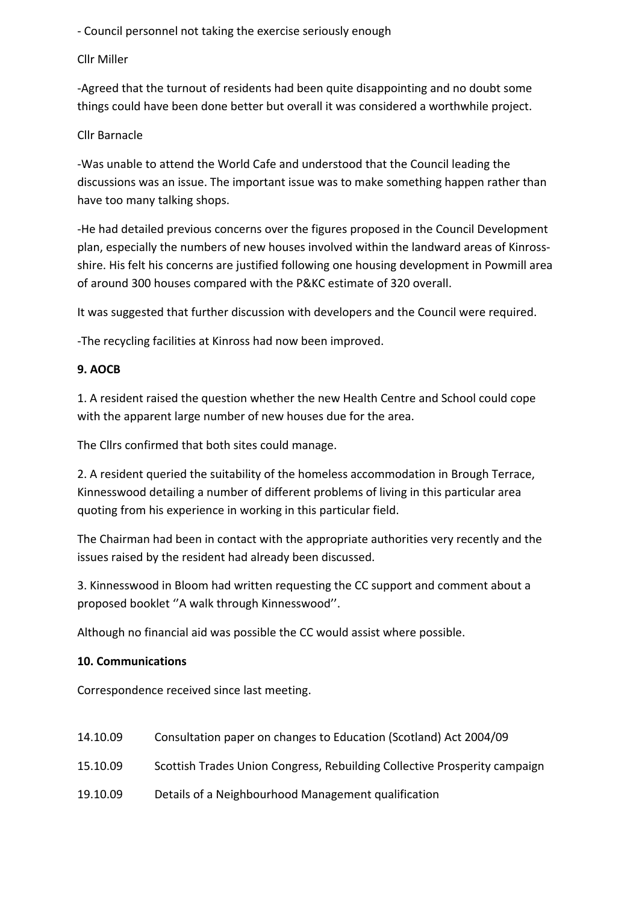- Council personnel not taking the exercise seriously enough

Cllr Miller

-Agreed that the turnout of residents had been quite disappointing and no doubt some things could have been done better but overall it was considered a worthwhile project.

Cllr Barnacle

-Was unable to attend the World Cafe and understood that the Council leading the discussions was an issue. The important issue was to make something happen rather than have too many talking shops.

-He had detailed previous concerns over the figures proposed in the Council Development plan, especially the numbers of new houses involved within the landward areas of Kinross-shire. His felt his concerns are justified following one housing development in Powmill area of around 300 houses compared with the P&KC estimate of 320 overall.

It was suggested that further discussion with developers and the Council were required.

-The recycling facilities at Kinross had now been improved.

**9. AOCB**

1. A resident raised the question whether the new Health Centre and School could cope with the apparent large number of new houses due for the area.

The Cllrs confirmed that both sites could manage.

2. A resident queried the suitability of the homeless accommodation in Brough Terrace, Kinnesswood detailing a number of different problems of living in this particular area quoting from his experience in working in this particular field.

The Chairman had been in contact with the appropriate authorities very recently and the issues raised by the resident had already been discussed.

3. Kinnesswood in Bloom had written requesting the CC support and comment about a proposed booklet ''A walk through Kinnesswood''.

Although no financial aid was possible the CC would assist where possible.

**10. Communications**

Correspondence received since last meeting.

| | |
|---|---|
| 14.10.09 | Consultation paper on changes to Education (Scotland) Act 2004/09 |
| 15.10.09 | Scottish Trades Union Congress, Rebuilding Collective Prosperity campaign |
| 19.10.09 | Details of a Neighbourhood Management qualification |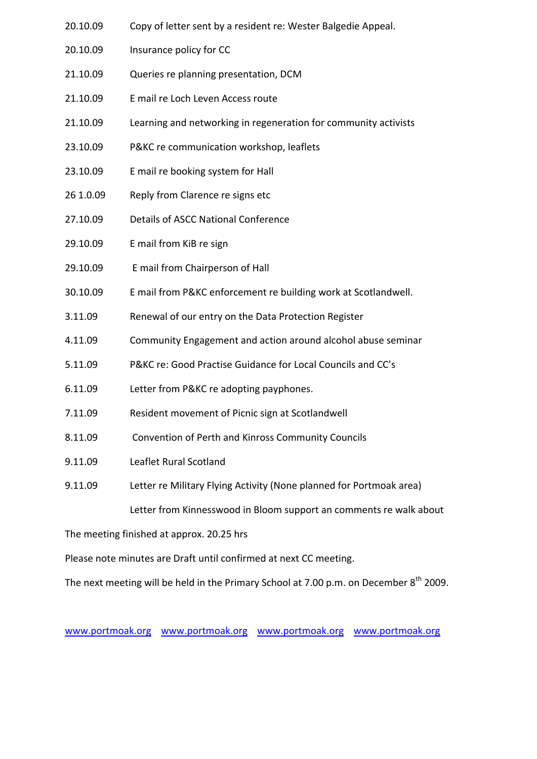| | |
|---|---|
| 20.10.09 | Copy of letter sent by a resident re: Wester Balgedie Appeal. |
| 20.10.09 | Insurance policy for CC |
| 21.10.09 | Queries re planning presentation, DCM |
| 21.10.09 | E mail re Loch Leven Access route |
| 21.10.09 | Learning and networking in regeneration for community activists |
| 23.10.09 | P&KC re communication workshop, leaflets |
| 23.10.09 | E mail re booking system for Hall |
| 26 1.0.09 | Reply from Clarence re signs etc |
| 27.10.09 | Details of ASCC National Conference |
| 29.10.09 | E mail from KiB re sign |
| 29.10.09 | E mail from Chairperson of Hall |
| 30.10.09 | E mail from P&KC enforcement re building work at Scotlandwell. |
| 3.11.09 | Renewal of our entry on the Data Protection Register |
| 4.11.09 | Community Engagement and action around alcohol abuse seminar |
| 5.11.09 | P&KC re: Good Practise Guidance for Local Councils and CC's |
| 6.11.09 | Letter from P&KC re adopting payphones. |
| 7.11.09 | Resident movement of Picnic sign at Scotlandwell |
| 8.11.09 | Convention of Perth and Kinross Community Councils |
| 9.11.09 | Leaflet Rural Scotland |
| 9.11.09 | Letter re Military Flying Activity (None planned for Portmoak area) |
| | Letter from Kinnesswood in Bloom support an comments re walk about |

The meeting finished at approx. 20.25 hrs

Please note minutes are Draft until confirmed at next CC meeting.

The next meeting will be held in the Primary School at 7.00 p.m. on December 8th 2009.

www.portmoak.org www.portmoak.org www.portmoak.org www.portmoak.org